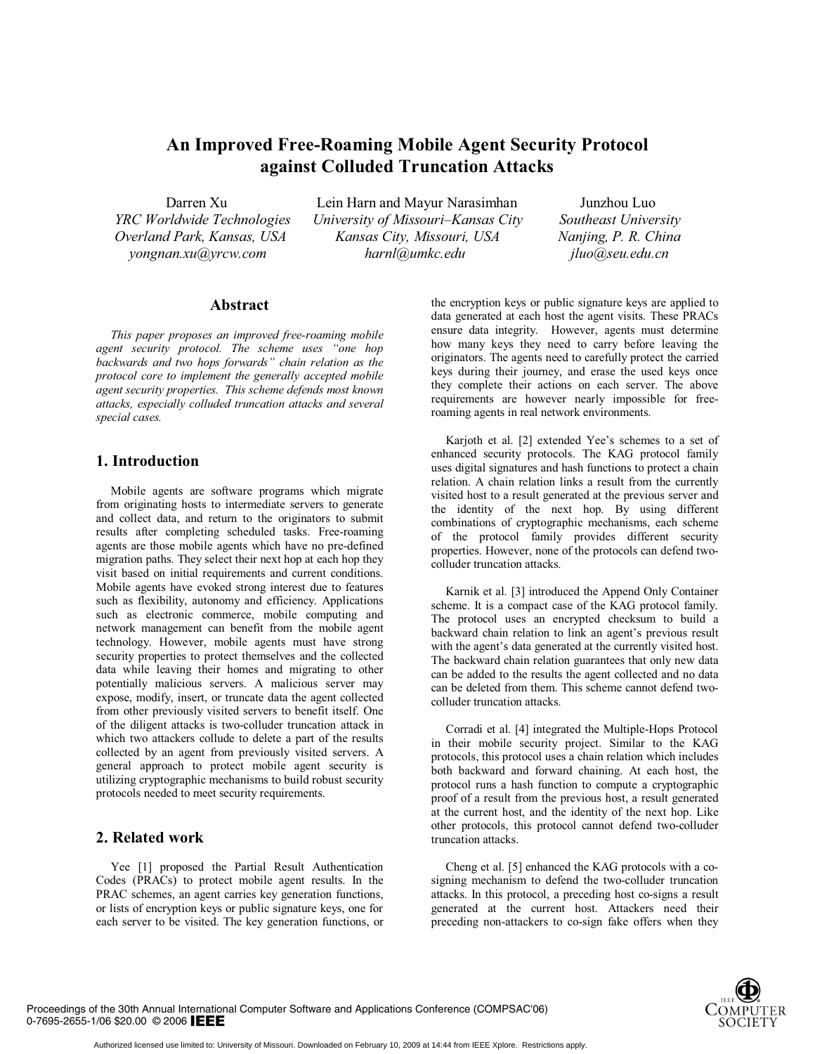# An Improved Free-Roaming Mobile Agent Security Protocol against Colluded Truncation Attacks

Darren Xu
*YRC Worldwide Technologies*
*Overland Park, Kansas, USA*
*yongnan.xu@yrcw.com*

Lein Harn and Mayur Narasimhan
*University of Missouri–Kansas City*
*Kansas City, Missouri, USA*
*harnl@umkc.edu*

Junzhou Luo
*Southeast University*
*Nanjing, P. R. China*
*jluo@seu.edu.cn*

## Abstract

*This paper proposes an improved free-roaming mobile agent security protocol. The scheme uses "one hop backwards and two hops forwards" chain relation as the protocol core to implement the generally accepted mobile agent security properties. This scheme defends most known attacks, especially colluded truncation attacks and several special cases.*

## 1. Introduction

Mobile agents are software programs which migrate from originating hosts to intermediate servers to generate and collect data, and return to the originators to submit results after completing scheduled tasks. Free-roaming agents are those mobile agents which have no pre-defined migration paths. They select their next hop at each hop they visit based on initial requirements and current conditions. Mobile agents have evoked strong interest due to features such as flexibility, autonomy and efficiency. Applications such as electronic commerce, mobile computing and network management can benefit from the mobile agent technology. However, mobile agents must have strong security properties to protect themselves and the collected data while leaving their homes and migrating to other potentially malicious servers. A malicious server may expose, modify, insert, or truncate data the agent collected from other previously visited servers to benefit itself. One of the diligent attacks is two-colluder truncation attack in which two attackers collude to delete a part of the results collected by an agent from previously visited servers. A general approach to protect mobile agent security is utilizing cryptographic mechanisms to build robust security protocols needed to meet security requirements.

## 2. Related work

Yee [1] proposed the Partial Result Authentication Codes (PRACs) to protect mobile agent results. In the PRAC schemes, an agent carries key generation functions, or lists of encryption keys or public signature keys, one for each server to be visited. The key generation functions, or the encryption keys or public signature keys are applied to data generated at each host the agent visits. These PRACs ensure data integrity. However, agents must determine how many keys they need to carry before leaving the originators. The agents need to carefully protect the carried keys during their journey, and erase the used keys once they complete their actions on each server. The above requirements are however nearly impossible for free-roaming agents in real network environments.

Karjoth et al. [2] extended Yee's schemes to a set of enhanced security protocols. The KAG protocol family uses digital signatures and hash functions to protect a chain relation. A chain relation links a result from the currently visited host to a result generated at the previous server and the identity of the next hop. By using different combinations of cryptographic mechanisms, each scheme of the protocol family provides different security properties. However, none of the protocols can defend two-colluder truncation attacks.

Karnik et al. [3] introduced the Append Only Container scheme. It is a compact case of the KAG protocol family. The protocol uses an encrypted checksum to build a backward chain relation to link an agent's previous result with the agent's data generated at the currently visited host. The backward chain relation guarantees that only new data can be added to the results the agent collected and no data can be deleted from them. This scheme cannot defend two-colluder truncation attacks.

Corradi et al. [4] integrated the Multiple-Hops Protocol in their mobile security project. Similar to the KAG protocols, this protocol uses a chain relation which includes both backward and forward chaining. At each host, the protocol runs a hash function to compute a cryptographic proof of a result from the previous host, a result generated at the current host, and the identity of the next hop. Like other protocols, this protocol cannot defend two-colluder truncation attacks.

Cheng et al. [5] enhanced the KAG protocols with a co-signing mechanism to defend the two-colluder truncation attacks. In this protocol, a preceding host co-signs a result generated at the current host. Attackers need their preceding non-attackers to co-sign fake offers when they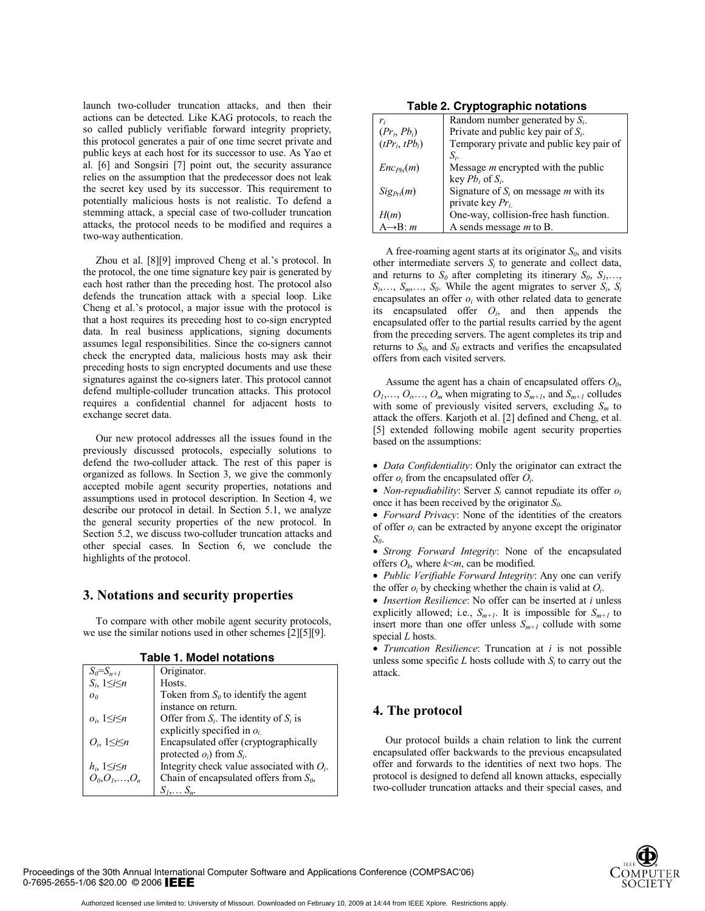launch two-colluder truncation attacks, and then their actions can be detected. Like KAG protocols, to reach the so called publicly verifiable forward integrity propriety, this protocol generates a pair of one time secret private and public keys at each host for its successor to use. As Yao et al. [6] and Songsiri [7] point out, the security assurance relies on the assumption that the predecessor does not leak the secret key used by its successor. This requirement to potentially malicious hosts is not realistic. To defend a stemming attack, a special case of two-colluder truncation attacks, the protocol needs to be modified and requires a two-way authentication.

Zhou et al. [8][9] improved Cheng et al.'s protocol. In the protocol, the one time signature key pair is generated by each host rather than the preceding host. The protocol also defends the truncation attack with a special loop. Like Cheng et al.'s protocol, a major issue with the protocol is that a host requires its preceding host to co-sign encrypted data. In real business applications, signing documents assumes legal responsibilities. Since the co-signers cannot check the encrypted data, malicious hosts may ask their preceding hosts to sign encrypted documents and use these signatures against the co-signers later. This protocol cannot defend multiple-colluder truncation attacks. This protocol requires a confidential channel for adjacent hosts to exchange secret data.

Our new protocol addresses all the issues found in the previously discussed protocols, especially solutions to defend the two-colluder attack. The rest of this paper is organized as follows. In Section 3, we give the commonly accepted mobile agent security properties, notations and assumptions used in protocol description. In Section 4, we describe our protocol in detail. In Section 5.1, we analyze the general security properties of the new protocol. In Section 5.2, we discuss two-colluder truncation attacks and other special cases. In Section 6, we conclude the highlights of the protocol.

## 3. Notations and security properties

To compare with other mobile agent security protocols, we use the similar notions used in other schemes [2][5][9].

**Table 1. Model notations**

| | |
|---|---|
| $S_0=S_{n+1}$ | Originator. |
| $S_i$, $1 \le i \le n$ | Hosts. |
| $o_0$ | Token from $S_0$ to identify the agent instance on return. |
| $o_i$, $1 \le i \le n$ | Offer from $S_i$. The identity of $S_i$ is explicitly specified in $o_i$. |
| $O_i$, $1 \le i \le n$ | Encapsulated offer (cryptographically protected $o_i$) from $S_i$. |
| $h_i$, $1 \le i \le n$ | Integrity check value associated with $O_i$. |
| $O_0, O_1, \ldots, O_n$ | Chain of encapsulated offers from $S_0$, $S_1, \ldots S_n$. |

**Table 2. Cryptographic notations**

| | |
|---|---|
| $r_i$ | Random number generated by $S_i$. |
| $(Pr_i, Pb_i)$ | Private and public key pair of $S_i$. |
| $(tPr_i, tPb_i)$ | Temporary private and public key pair of $S_i$. |
| $Enc_{Pbi}(m)$ | Message $m$ encrypted with the public key $Pb_i$ of $S_i$. |
| $Sig_{Pri}(m)$ | Signature of $S_i$ on message $m$ with its private key $Pr_i$. |
| $H(m)$ | One-way, collision-free hash function. |
| $A \rightarrow B$: $m$ | A sends message $m$ to B. |

A free-roaming agent starts at its originator $S_0$, and visits other intermediate servers $S_i$ to generate and collect data, and returns to $S_0$ after completing its itinerary $S_0$, $S_1, \ldots, S_i, \ldots, S_m, \ldots, S_0$. While the agent migrates to server $S_i$, $S_i$ encapsulates an offer $o_i$ with other related data to generate its encapsulated offer $O_i$, and then appends the encapsulated offer to the partial results carried by the agent from the preceding servers. The agent completes its trip and returns to $S_0$, and $S_0$ extracts and verifies the encapsulated offers from each visited servers.

Assume the agent has a chain of encapsulated offers $O_0$, $O_1, \ldots, O_i, \ldots, O_m$ when migrating to $S_{m+1}$, and $S_{m+1}$ colludes with some of previously visited servers, excluding $S_m$ to attack the offers. Karjoth et al. [2] defined and Cheng, et al. [5] extended following mobile agent security properties based on the assumptions:

- *Data Confidentiality*: Only the originator can extract the offer $o_i$ from the encapsulated offer $O_i$.
- *Non-repudiability*: Server $S_i$ cannot repudiate its offer $o_i$ once it has been received by the originator $S_0$.
- *Forward Privacy*: None of the identities of the creators of offer $o_i$ can be extracted by anyone except the originator $S_0$.
- *Strong Forward Integrity*: None of the encapsulated offers $O_k$, where $k<m$, can be modified.
- *Public Verifiable Forward Integrity*: Any one can verify the offer $o_i$ by checking whether the chain is valid at $O_i$.
- *Insertion Resilience*: No offer can be inserted at $i$ unless explicitly allowed; i.e., $S_{m+1}$. It is impossible for $S_{m+1}$ to insert more than one offer unless $S_{m+1}$ collude with some special $L$ hosts.
- *Truncation Resilience*: Truncation at $i$ is not possible unless some specific $L$ hosts collude with $S_i$ to carry out the attack.

## 4. The protocol

Our protocol builds a chain relation to link the current encapsulated offer backwards to the previous encapsulated offer and forwards to the identities of next two hops. The protocol is designed to defend all known attacks, especially two-colluder truncation attacks and their special cases, and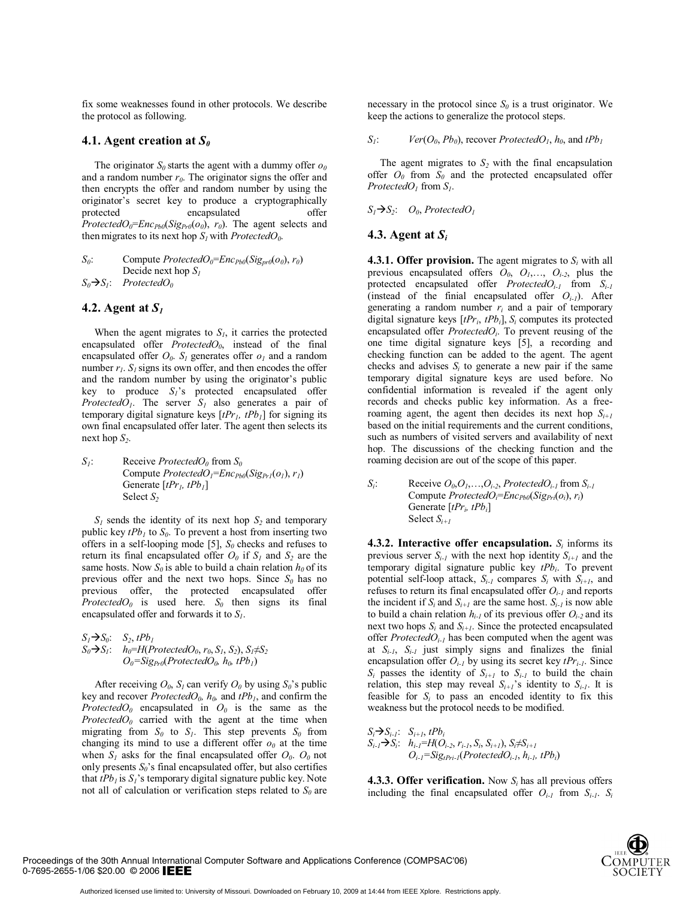fix some weaknesses found in other protocols. We describe the protocol as following.

### 4.1. Agent creation at $S_0$

The originator $S_0$ starts the agent with a dummy offer $o_0$ and a random number $r_0$. The originator signs the offer and then encrypts the offer and random number by using the originator's secret key to produce a cryptographically protected encapsulated offer $ProtectedO_0 = Enc_{Pb0}(Sig_{Pr0}(o_0), r_0)$. The agent selects and then migrates to its next hop $S_1$ with $ProtectedO_0$.

$S_0$: Compute $ProtectedO_0 = Enc_{Pb0}(Sig_{pr0}(o_0), r_0)$
Decide next hop $S_1$
$S_0 \rightarrow S_1$: $ProtectedO_0$

### 4.2. Agent at $S_1$

When the agent migrates to $S_1$, it carries the protected encapsulated offer $ProtectedO_0$, instead of the final encapsulated offer $O_0$. $S_1$ generates offer $o_1$ and a random number $r_1$. $S_1$ signs its own offer, and then encodes the offer and the random number by using the originator's public key to produce $S_1$'s protected encapsulated offer $ProtectedO_1$. The server $S_1$ also generates a pair of temporary digital signature keys [$tPr_1$, $tPb_1$] for signing its own final encapsulated offer later. The agent then selects its next hop $S_2$.

$S_1$: Receive $ProtectedO_0$ from $S_0$
Compute $ProtectedO_1 = Enc_{Pb0}(Sig_{Pr1}(o_1), r_1)$
Generate [$tPr_1$, $tPb_1$]
Select $S_2$

$S_1$ sends the identity of its next hop $S_2$ and temporary public key $tPb_1$ to $S_0$. To prevent a host from inserting two offers in a self-looping mode [5], $S_0$ checks and refuses to return its final encapsulated offer $O_0$ if $S_1$ and $S_2$ are the same hosts. Now $S_0$ is able to build a chain relation $h_0$ of its previous offer and the next two hops. Since $S_0$ has no previous offer, the protected encapsulated offer $ProtectedO_0$ is used here. $S_0$ then signs its final encapsulated offer and forwards it to $S_1$.

$S_1 \rightarrow S_0$: $S_2$, $tPb_1$
$S_0 \rightarrow S_1$: $h_0 = H(ProtectedO_0, r_0, S_1, S_2)$, $S_1 \neq S_2$
$O_0 = Sig_{Pr0}(ProtectedO_0, h_0, tPb_1)$

After receiving $O_0$, $S_1$ can verify $O_0$ by using $S_0$'s public key and recover $ProtectedO_0$, $h_0$, and $tPb_1$, and confirm the $ProtectedO_0$ encapsulated in $O_0$ is the same as the $ProtectedO_0$ carried with the agent at the time when migrating from $S_0$ to $S_1$. This step prevents $S_0$ from changing its mind to use a different offer $o_0$ at the time when $S_1$ asks for the final encapsulated offer $O_0$. $O_0$ not only presents $S_0$'s final encapsulated offer, but also certifies that $tPb_1$ is $S_1$'s temporary digital signature public key. Note not all of calculation or verification steps related to $S_0$ are necessary in the protocol since $S_0$ is a trust originator. We keep the actions to generalize the protocol steps.

$S_1$: $Ver(O_0, Pb_0)$, recover $ProtectedO_1$, $h_0$, and $tPb_1$

The agent migrates to $S_2$ with the final encapsulation offer $O_0$ from $S_0$ and the protected encapsulated offer $ProtectedO_1$ from $S_1$.

$S_1 \rightarrow S_2$: $O_0$, $ProtectedO_1$

### 4.3. Agent at $S_i$

**4.3.1. Offer provision.** The agent migrates to $S_i$ with all previous encapsulated offers $O_0$, $O_1$,…, $O_{i-2}$, plus the protected encapsulated offer $ProtectedO_{i-1}$ from $S_{i-1}$ (instead of the finial encapsulated offer $O_{i-1}$). After generating a random number $r_i$ and a pair of temporary digital signature keys [$tPr_i$, $tPb_i$], $S_i$ computes its protected encapsulated offer $ProtectedO_i$. To prevent reusing of the one time digital signature keys [5], a recording and checking function can be added to the agent. The agent checks and advises $S_i$ to generate a new pair if the same temporary digital signature keys are used before. No confidential information is revealed if the agent only records and checks public key information. As a free-roaming agent, the agent then decides its next hop $S_{i+1}$ based on the initial requirements and the current conditions, such as numbers of visited servers and availability of next hop. The discussions of the checking function and the roaming decision are out of the scope of this paper.

$S_i$: Receive $O_0, O_1, \ldots, O_{i-2}$, $ProtectedO_{i-1}$ from $S_{i-1}$
Compute $ProtectedO_i = Enc_{Pb0}(Sig_{Pri}(o_i), r_i)$
Generate [$tPr_i$, $tPb_i$]
Select $S_{i+1}$

**4.3.2. Interactive offer encapsulation.** $S_i$ informs its previous server $S_{i-1}$ with the next hop identity $S_{i+1}$ and the temporary digital signature public key $tPb_i$. To prevent potential self-loop attack, $S_{i-1}$ compares $S_i$ with $S_{i+1}$, and refuses to return its final encapsulated offer $O_{i-1}$ and reports the incident if $S_i$ and $S_{i+1}$ are the same host. $S_{i-1}$ is now able to build a chain relation $h_{i-1}$ of its previous offer $O_{i-2}$ and its next two hops $S_i$ and $S_{i+1}$. Since the protected encapsulated offer $ProtectedO_{i-1}$ has been computed when the agent was at $S_{i-1}$, $S_{i-1}$ just simply signs and finalizes the finial encapsulation offer $O_{i-1}$ by using its secret key $tPr_{i-1}$. Since $S_i$ passes the identity of $S_{i+1}$ to $S_{i-1}$ to build the chain relation, this step may reveal $S_{i+1}$'s identity to $S_{i-1}$. It is feasible for $S_i$ to pass an encoded identity to fix this weakness but the protocol needs to be modified.

$S_i \rightarrow S_{i-1}$: $S_{i+1}$, $tPb_i$
$S_{i-1} \rightarrow S_i$: $h_{i-1} = H(O_{i-2}, r_{i-1}, S_i, S_{i+1})$, $S_i \neq S_{i+1}$
$O_{i-1} = Sig_{tPri-1}(ProtectedO_{i-1}, h_{i-1}, tPb_i)$

**4.3.3. Offer verification.** Now $S_i$ has all previous offers including the final encapsulated offer $O_{i-1}$ from $S_{i-1}$. $S_i$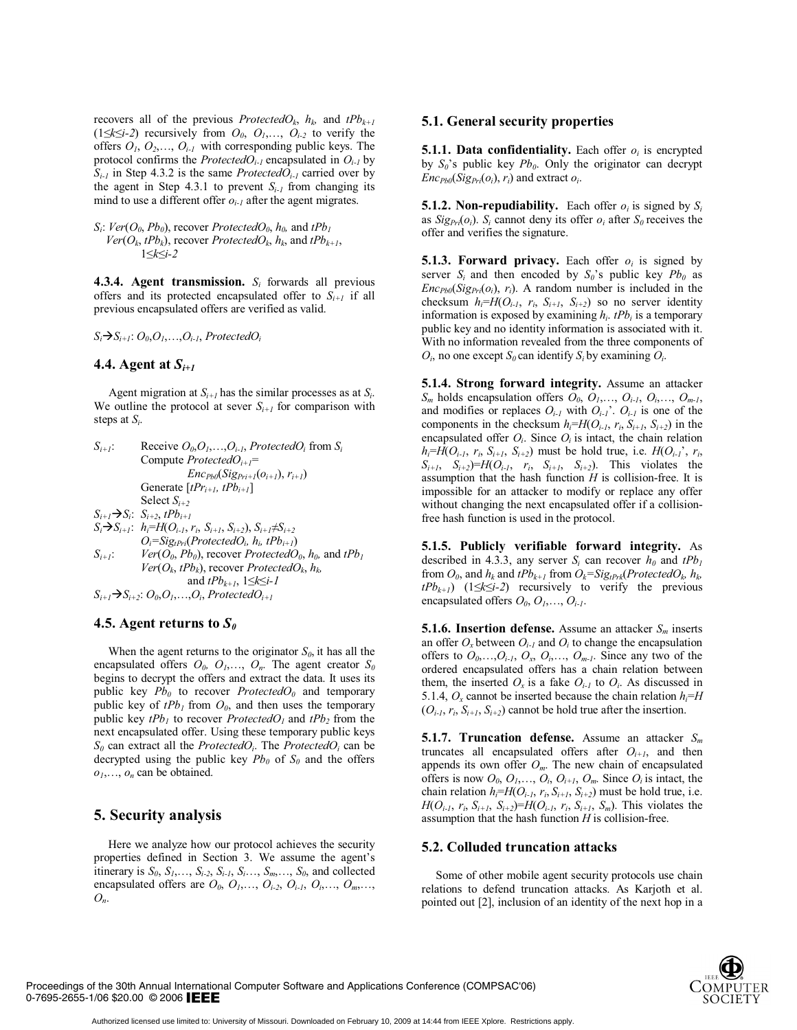recovers all of the previous $ProtectedO_k$, $h_k$, and $tPb_{k+1}$ ($1 \leq k \leq i-2$) recursively from $O_0, O_1, \ldots, O_{i-2}$ to verify the offers $O_1, O_2, \ldots, O_{i-1}$ with corresponding public keys. The protocol confirms the $ProtectedO_{i-1}$ encapsulated in $O_{i-1}$ by $S_{i-1}$ in Step 4.3.2 is the same $ProtectedO_{i-1}$ carried over by the agent in Step 4.3.1 to prevent $S_{i-1}$ from changing its mind to use a different offer $o_{i-1}$ after the agent migrates.

$S_i$: $Ver(O_0, Pb_0)$, recover $ProtectedO_0$, $h_0$, and $tPb_1$
$Ver(O_k, tPb_k)$, recover $ProtectedO_k$, $h_k$, and $tPb_{k+1}$, $1 \leq k \leq i-2$

**4.3.4. Agent transmission.** $S_i$ forwards all previous offers and its protected encapsulated offer to $S_{i+1}$ if all previous encapsulated offers are verified as valid.

$S_i \rightarrow S_{i+1}$: $O_0, O_1, \ldots, O_{i-1}, ProtectedO_i$

### 4.4. Agent at $S_{i+1}$

Agent migration at $S_{i+1}$ has the similar processes as at $S_i$. We outline the protocol at sever $S_{i+1}$ for comparison with steps at $S_i$.

$S_{i+1}$: Receive $O_0, O_1, \ldots, O_{i-1}, ProtectedO_i$ from $S_i$
Compute $ProtectedO_{i+1} = Enc_{Pb0}(Sig_{Pri+1}(o_{i+1}), r_{i+1})$
Generate $[tPr_{i+1}, tPb_{i+1}]$
Select $S_{i+2}$
$S_{i+1} \rightarrow S_i$: $S_{i+2}$, $tPb_{i+1}$
$S_i \rightarrow S_{i+1}$: $h_i = H(O_{i-1}, r_i, S_{i+1}, S_{i+2})$, $S_{i+1} \neq S_{i+2}$
$O_i = Sig_{tPri}(ProtectedO_i, h_i, tPb_{i+1})$
$S_{i+1}$: $Ver(O_0, Pb_0)$, recover $ProtectedO_0$, $h_0$, and $tPb_1$
$Ver(O_k, tPb_k)$, recover $ProtectedO_k$, $h_k$, and $tPb_{k+1}$, $1 \leq k \leq i-1$
$S_{i+1} \rightarrow S_{i+2}$: $O_0, O_1, \ldots, O_i, ProtectedO_{i+1}$

### 4.5. Agent returns to $S_0$

When the agent returns to the originator $S_0$, it has all the encapsulated offers $O_0, O_1, \ldots, O_n$. The agent creator $S_0$ begins to decrypt the offers and extract the data. It uses its public key $Pb_0$ to recover $ProtectedO_0$ and temporary public key of $tPb_1$ from $O_0$, and then uses the temporary public key $tPb_1$ to recover $ProtectedO_1$ and $tPb_2$ from the next encapsulated offer. Using these temporary public keys $S_0$ can extract all the $ProtectedO_i$. The $ProtectedO_i$ can be decrypted using the public key $Pb_0$ of $S_0$ and the offers $o_1, \ldots, o_n$ can be obtained.

## 5. Security analysis

Here we analyze how our protocol achieves the security properties defined in Section 3. We assume the agent's itinerary is $S_0, S_1, \ldots, S_{i-2}, S_{i-1}, S_i \ldots, S_m, \ldots, S_0$, and collected encapsulated offers are $O_0, O_1, \ldots, O_{i-2}, O_{i-1}, O_i, \ldots, O_m, \ldots, O_n$.

### 5.1. General security properties

**5.1.1. Data confidentiality.** Each offer $o_i$ is encrypted by $S_0$'s public key $Pb_0$. Only the originator can decrypt $Enc_{Pb0}(Sig_{Pri}(o_i), r_i)$ and extract $o_i$.

**5.1.2. Non-repudiability.** Each offer $o_i$ is signed by $S_i$ as $Sig_{Pri}(o_i)$. $S_i$ cannot deny its offer $o_i$ after $S_0$ receives the offer and verifies the signature.

**5.1.3. Forward privacy.** Each offer $o_i$ is signed by server $S_i$ and then encoded by $S_0$'s public key $Pb_0$ as $Enc_{Pb0}(Sig_{Pri}(o_i), r_i)$. A random number is included in the checksum $h_i = H(O_{i-1}, r_i, S_{i+1}, S_{i+2})$ so no server identity information is exposed by examining $h_i$. $tPb_i$ is a temporary public key and no identity information is associated with it. With no information revealed from the three components of $O_i$, no one except $S_0$ can identify $S_i$ by examining $O_i$.

**5.1.4. Strong forward integrity.** Assume an attacker $S_m$ holds encapsulation offers $O_0, O_1, \ldots, O_{i-1}, O_i, \ldots, O_{m-1}$, and modifies or replaces $O_{i-1}$ with $O_{i-1}'$. $O_{i-1}$ is one of the components in the checksum $h_i = H(O_{i-1}, r_i, S_{i+1}, S_{i+2})$ in the encapsulated offer $O_i$. Since $O_i$ is intact, the chain relation $h_i = H(O_{i-1}, r_i, S_{i+1}, S_{i+2})$ must be hold true, i.e. $H(O_{i-1}', r_i, S_{i+1}, S_{i+2}) = H(O_{i-1}, r_i, S_{i+1}, S_{i+2})$. This violates the assumption that the hash function $H$ is collision-free. It is impossible for an attacker to modify or replace any offer without changing the next encapsulated offer if a collision-free hash function is used in the protocol.

**5.1.5. Publicly verifiable forward integrity.** As described in 4.3.3, any server $S_i$ can recover $h_0$ and $tPb_1$ from $O_0$, and $h_k$ and $tPb_{k+1}$ from $O_k = Sig_{tPrk}(ProtectedO_k, h_k, tPb_{k+1})$ ($1 \leq k \leq i-2$) recursively to verify the previous encapsulated offers $O_0, O_1, \ldots, O_{i-1}$.

**5.1.6. Insertion defense.** Assume an attacker $S_m$ inserts an offer $O_x$ between $O_{i-1}$ and $O_i$ to change the encapsulation offers to $O_0, \ldots, O_{i-1}, O_x, O_i, \ldots, O_{m-1}$. Since any two of the ordered encapsulated offers has a chain relation between them, the inserted $O_x$ is a fake $O_{i-1}$ to $O_i$. As discussed in 5.1.4, $O_x$ cannot be inserted because the chain relation $h_i = H(O_{i-1}, r_i, S_{i+1}, S_{i+2})$ cannot be hold true after the insertion.

**5.1.7. Truncation defense.** Assume an attacker $S_m$ truncates all encapsulated offers after $O_{i+1}$, and then appends its own offer $O_m$. The new chain of encapsulated offers is now $O_0, O_1, \ldots, O_i, O_{i+1}, O_m$. Since $O_i$ is intact, the chain relation $h_i = H(O_{i-1}, r_i, S_{i+1}, S_{i+2})$ must be hold true, i.e. $H(O_{i-1}, r_i, S_{i+1}, S_{i+2}) = H(O_{i-1}, r_i, S_{i+1}, S_m)$. This violates the assumption that the hash function $H$ is collision-free.

### 5.2. Colluded truncation attacks

Some of other mobile agent security protocols use chain relations to defend truncation attacks. As Karjoth et al. pointed out [2], inclusion of an identity of the next hop in a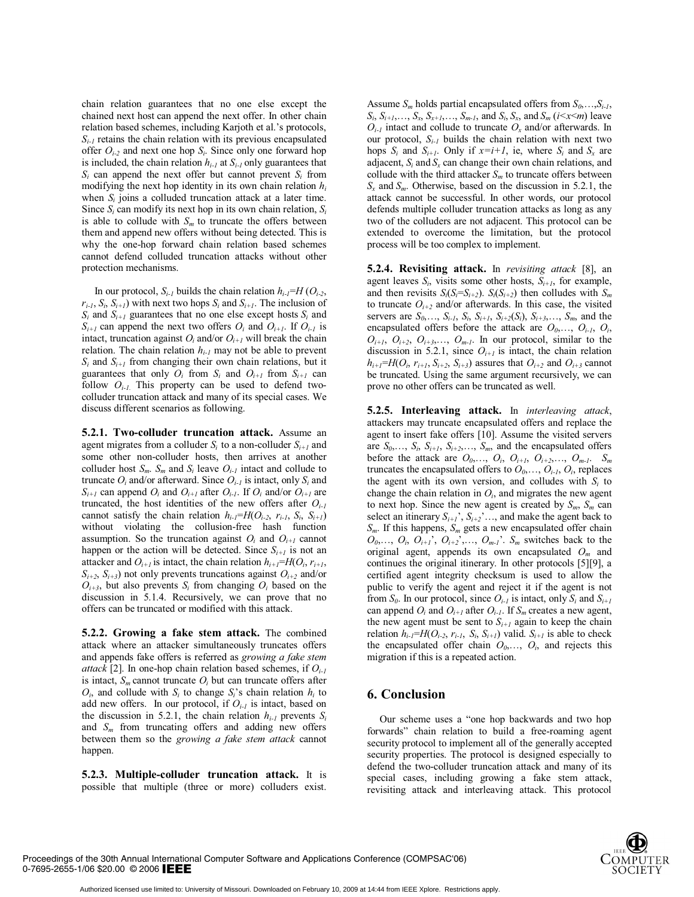chain relation guarantees that no one else except the chained next host can append the next offer. In other chain relation based schemes, including Karjoth et al.'s protocols, $S_{i-1}$ retains the chain relation with its previous encapsulated offer $O_{i-2}$ and next one hop $S_i$. Since only one forward hop is included, the chain relation $h_{i-1}$ at $S_{i-1}$ only guarantees that $S_i$ can append the next offer but cannot prevent $S_i$ from modifying the next hop identity in its own chain relation $h_i$ when $S_i$ joins a colluded truncation attack at a later time. Since $S_i$ can modify its next hop in its own chain relation, $S_i$ is able to collude with $S_m$ to truncate the offers between them and append new offers without being detected. This is why the one-hop forward chain relation based schemes cannot defend colluded truncation attacks without other protection mechanisms.

In our protocol, $S_{i-1}$ builds the chain relation $h_{i-1}=H(O_{i-2}, r_{i-1}, S_i, S_{i+1})$ with next two hops $S_i$ and $S_{i+1}$. The inclusion of $S_i$ and $S_{i+1}$ guarantees that no one else except hosts $S_i$ and $S_{i+1}$ can append the next two offers $O_i$ and $O_{i+1}$. If $O_{i-1}$ is intact, truncation against $O_i$ and/or $O_{i+1}$ will break the chain relation. The chain relation $h_{i-1}$ may not be able to prevent $S_i$ and $S_{i+1}$ from changing their own chain relations, but it guarantees that only $O_i$ from $S_i$ and $O_{i+1}$ from $S_{i+1}$ can follow $O_{i-1}$. This property can be used to defend two-colluder truncation attack and many of its special cases. We discuss different scenarios as following.

**5.2.1. Two-colluder truncation attack.** Assume an agent migrates from a colluder $S_i$ to a non-colluder $S_{i+1}$ and some other non-colluder hosts, then arrives at another colluder host $S_m$. $S_m$ and $S_i$ leave $O_{i-1}$ intact and collude to truncate $O_i$ and/or afterward. Since $O_{i-1}$ is intact, only $S_i$ and $S_{i+1}$ can append $O_i$ and $O_{i+1}$ after $O_{i-1}$. If $O_i$ and/or $O_{i+1}$ are truncated, the host identities of the new offers after $O_{i-1}$ cannot satisfy the chain relation $h_{i-1}=H(O_{i-2}, r_{i-1}, S_i, S_{i+1})$ without violating the collusion-free hash function assumption. So the truncation against $O_i$ and $O_{i+1}$ cannot happen or the action will be detected. Since $S_{i+1}$ is not an attacker and $O_{i+1}$ is intact, the chain relation $h_{i+1}=H(O_i, r_{i+1}, S_{i+2}, S_{i+3})$ not only prevents truncations against $O_{i+2}$ and/or $O_{i+3}$, but also prevents $S_i$ from changing $O_i$ based on the discussion in 5.1.4. Recursively, we can prove that no offers can be truncated or modified with this attack.

**5.2.2. Growing a fake stem attack.** The combined attack where an attacker simultaneously truncates offers and appends fake offers is referred as *growing a fake stem attack* [2]. In one-hop chain relation based schemes, if $O_{i-1}$ is intact, $S_m$ cannot truncate $O_i$ but can truncate offers after $O_i$, and collude with $S_i$ to change $S_i$'s chain relation $h_i$ to add new offers. In our protocol, if $O_{i-1}$ is intact, based on the discussion in 5.2.1, the chain relation $h_{i-1}$ prevents $S_i$ and $S_m$ from truncating offers and adding new offers between them so the *growing a fake stem attack* cannot happen.

**5.2.3. Multiple-colluder truncation attack.** It is possible that multiple (three or more) colluders exist. Assume $S_m$ holds partial encapsulated offers from $S_0,\ldots,S_{i-1}, S_i, S_{i+1},\ldots, S_x, S_{x+1},\ldots, S_{m-1}$, and $S_i$, $S_x$, and $S_m$ $(i<x<m)$ leave $O_{i-1}$ intact and collude to truncate $O_x$ and/or afterwards. In our protocol, $S_{i-1}$ builds the chain relation with next two hops $S_i$ and $S_{i+1}$. Only if $x=i+1$, ie, where $S_i$ and $S_x$ are adjacent, $S_i$ and $S_x$ can change their own chain relations, and collude with the third attacker $S_m$ to truncate offers between $S_x$ and $S_m$. Otherwise, based on the discussion in 5.2.1, the attack cannot be successful. In other words, our protocol defends multiple colluder truncation attacks as long as any two of the colluders are not adjacent. This protocol can be extended to overcome the limitation, but the protocol process will be too complex to implement.

**5.2.4. Revisiting attack.** In *revisiting attack* [8], an agent leaves $S_i$, visits some other hosts, $S_{i+1}$, for example, and then revisits $S_i(S_i=S_{i+2})$. $S_i(S_{i+2})$ then colludes with $S_m$ to truncate $O_{i+2}$ and/or afterwards. In this case, the visited servers are $S_0,\ldots, S_{i-1}, S_i, S_{i+1}, S_{i+2}(S_i), S_{i+3},\ldots, S_m$, and the encapsulated offers before the attack are $O_0,\ldots, O_{i-1}, O_i, O_{i+1}, O_{i+2}, O_{i+3},\ldots, O_{m-1}$. In our protocol, similar to the discussion in 5.2.1, since $O_{i+1}$ is intact, the chain relation $h_{i+1}=H(O_i, r_{i+1}, S_{i+2}, S_{i+3})$ assures that $O_{i+2}$ and $O_{i+3}$ cannot be truncated. Using the same argument recursively, we can prove no other offers can be truncated as well.

**5.2.5. Interleaving attack.** In *interleaving attack*, attackers may truncate encapsulated offers and replace the agent to insert fake offers [10]. Assume the visited servers are $S_0,\ldots, S_i, S_{i+1}, S_{i+2},\ldots, S_m$, and the encapsulated offers before the attack are $O_0,\ldots, O_i, O_{i+1}, O_{i+2},\ldots, O_{m-1}$. $S_m$ truncates the encapsulated offers to $O_0,\ldots, O_{i-1}, O_i$, replaces the agent with its own version, and colludes with $S_i$ to change the chain relation in $O_i$, and migrates the new agent to next hop. Since the new agent is created by $S_m$, $S_m$ can select an itinerary $S_{i+1}', S_{i+2}',\ldots$, and make the agent back to $S_m$. If this happens, $S_m$ gets a new encapsulated offer chain $O_0,\ldots, O_i, O_{i+1}', O_{i+2}',\ldots, O_{m-1}'$. $S_m$ switches back to the original agent, appends its own encapsulated $O_m$ and continues the original itinerary. In other protocols [5][9], a certified agent integrity checksum is used to allow the public to verify the agent and reject it if the agent is not from $S_0$. In our protocol, since $O_{i-1}$ is intact, only $S_i$ and $S_{i+1}$ can append $O_i$ and $O_{i+1}$ after $O_{i-1}$. If $S_m$ creates a new agent, the new agent must be sent to $S_{i+1}$ again to keep the chain relation $h_{i-1}=H(O_{i-2}, r_{i-1}, S_i, S_{i+1})$ valid. $S_{i+1}$ is able to check the encapsulated offer chain $O_0,\ldots, O_i$, and rejects this migration if this is a repeated action.

## 6. Conclusion

Our scheme uses a "one hop backwards and two hop forwards" chain relation to build a free-roaming agent security protocol to implement all of the generally accepted security properties. The protocol is designed especially to defend the two-colluder truncation attack and many of its special cases, including growing a fake stem attack, revisiting attack and interleaving attack. This protocol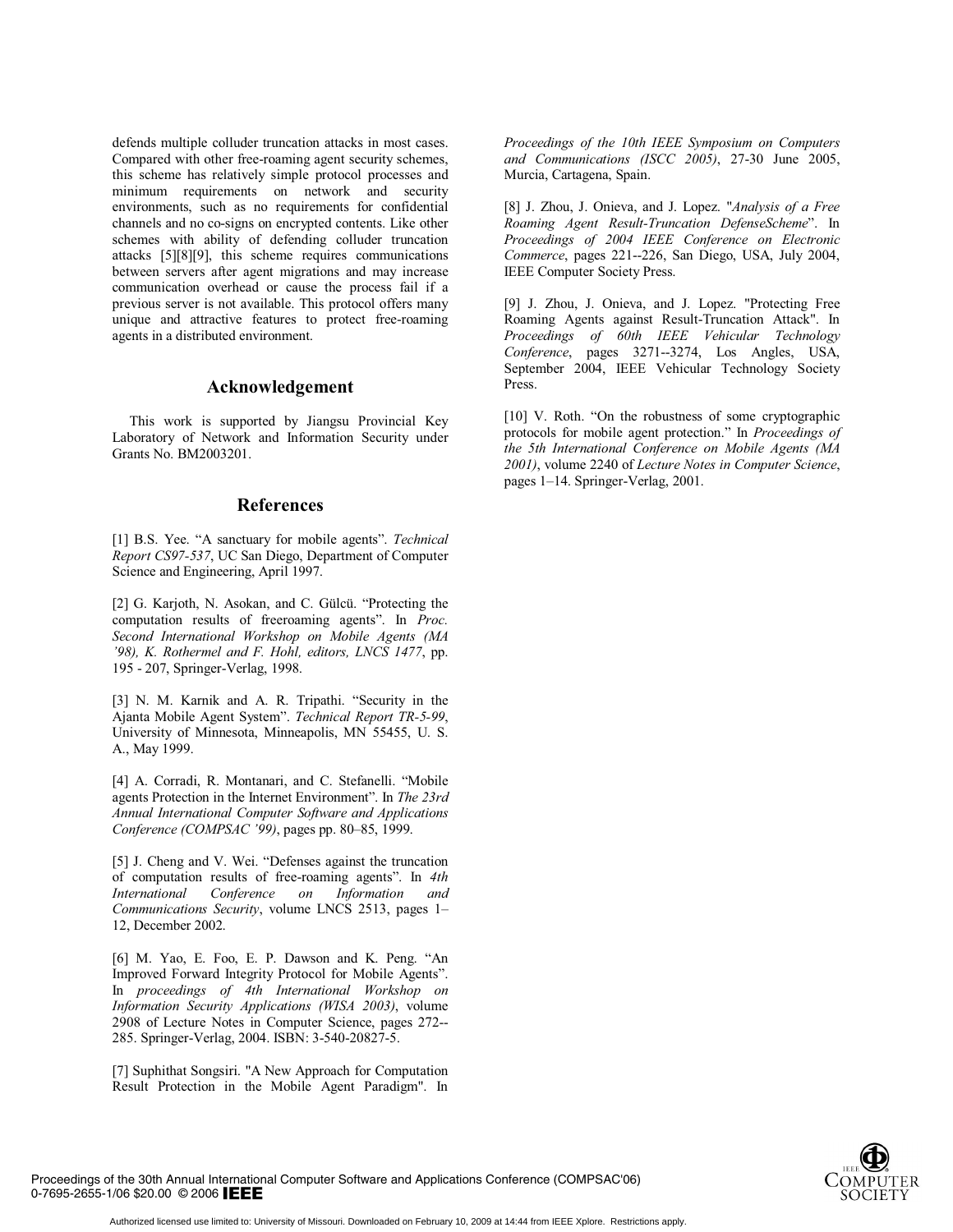defends multiple colluder truncation attacks in most cases. Compared with other free-roaming agent security schemes, this scheme has relatively simple protocol processes and minimum requirements on network and security environments, such as no requirements for confidential channels and no co-signs on encrypted contents. Like other schemes with ability of defending colluder truncation attacks [5][8][9], this scheme requires communications between servers after agent migrations and may increase communication overhead or cause the process fail if a previous server is not available. This protocol offers many unique and attractive features to protect free-roaming agents in a distributed environment.

## Acknowledgement

This work is supported by Jiangsu Provincial Key Laboratory of Network and Information Security under Grants No. BM2003201.

## References

[1] B.S. Yee. "A sanctuary for mobile agents". *Technical Report CS97-537*, UC San Diego, Department of Computer Science and Engineering, April 1997.

[2] G. Karjoth, N. Asokan, and C. Gülcü. "Protecting the computation results of freeroaming agents". In *Proc. Second International Workshop on Mobile Agents (MA '98), K. Rothermel and F. Hohl, editors, LNCS 1477*, pp. 195 - 207, Springer-Verlag, 1998.

[3] N. M. Karnik and A. R. Tripathi. "Security in the Ajanta Mobile Agent System". *Technical Report TR-5-99*, University of Minnesota, Minneapolis, MN 55455, U. S. A., May 1999.

[4] A. Corradi, R. Montanari, and C. Stefanelli. "Mobile agents Protection in the Internet Environment". In *The 23rd Annual International Computer Software and Applications Conference (COMPSAC '99)*, pages pp. 80–85, 1999.

[5] J. Cheng and V. Wei. "Defenses against the truncation of computation results of free-roaming agents". In *4th International Conference on Information and Communications Security*, volume LNCS 2513, pages 1–12, December 2002.

[6] M. Yao, E. Foo, E. P. Dawson and K. Peng. "An Improved Forward Integrity Protocol for Mobile Agents". In *proceedings of 4th International Workshop on Information Security Applications (WISA 2003)*, volume 2908 of Lecture Notes in Computer Science, pages 272--285. Springer-Verlag, 2004. ISBN: 3-540-20827-5.

[7] Suphithat Songsiri. "A New Approach for Computation Result Protection in the Mobile Agent Paradigm". In *Proceedings of the 10th IEEE Symposium on Computers and Communications (ISCC 2005)*, 27-30 June 2005, Murcia, Cartagena, Spain.

[8] J. Zhou, J. Onieva, and J. Lopez. "*Analysis of a Free Roaming Agent Result-Truncation DefenseScheme*". In *Proceedings of 2004 IEEE Conference on Electronic Commerce*, pages 221--226, San Diego, USA, July 2004, IEEE Computer Society Press.

[9] J. Zhou, J. Onieva, and J. Lopez. "Protecting Free Roaming Agents against Result-Truncation Attack". In *Proceedings of 60th IEEE Vehicular Technology Conference*, pages 3271--3274, Los Angles, USA, September 2004, IEEE Vehicular Technology Society Press.

[10] V. Roth. "On the robustness of some cryptographic protocols for mobile agent protection." In *Proceedings of the 5th International Conference on Mobile Agents (MA 2001)*, volume 2240 of *Lecture Notes in Computer Science*, pages 1–14. Springer-Verlag, 2001.